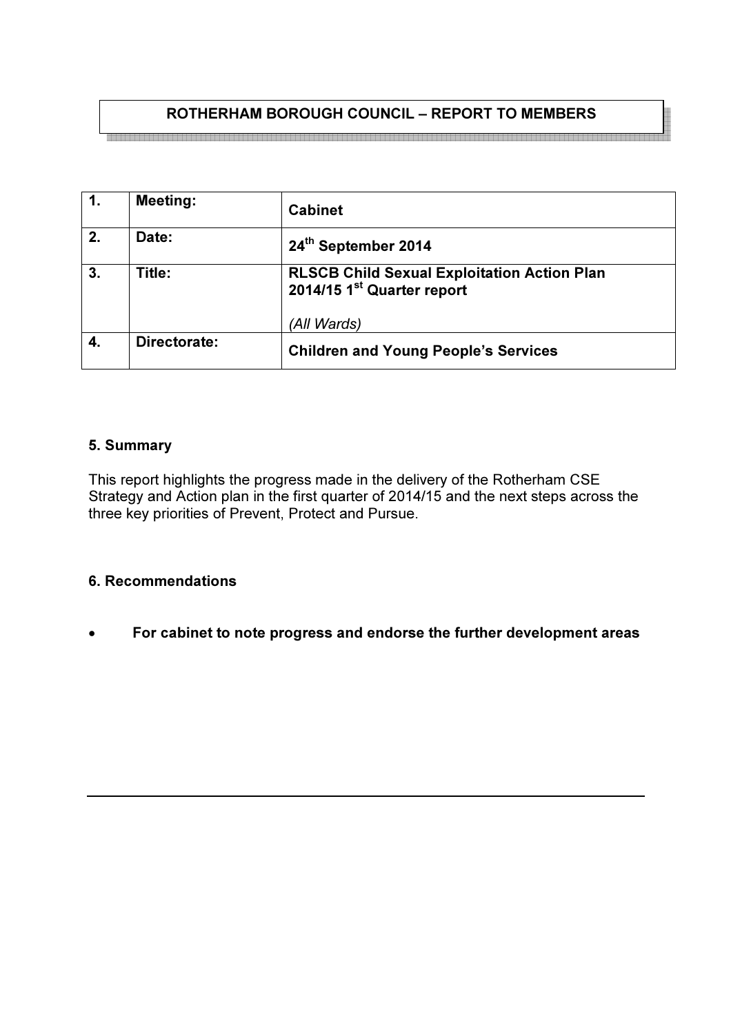## ROTHERHAM BOROUGH COUNCIL – REPORT TO MEMBERS

| 1. | Meeting: | Cabinet |
|---|---|---|
| 2. | Date: | 24th September 2014 |
| 3. | Title: | RLSCB Child Sexual Exploitation Action Plan 2014/15 1st Quarter report<br><br>*(All Wards)* |
| 4. | Directorate: | Children and Young People's Services |

### 5. Summary

This report highlights the progress made in the delivery of the Rotherham CSE Strategy and Action plan in the first quarter of 2014/15 and the next steps across the three key priorities of Prevent, Protect and Pursue.

### 6. Recommendations

- **For cabinet to note progress and endorse the further development areas**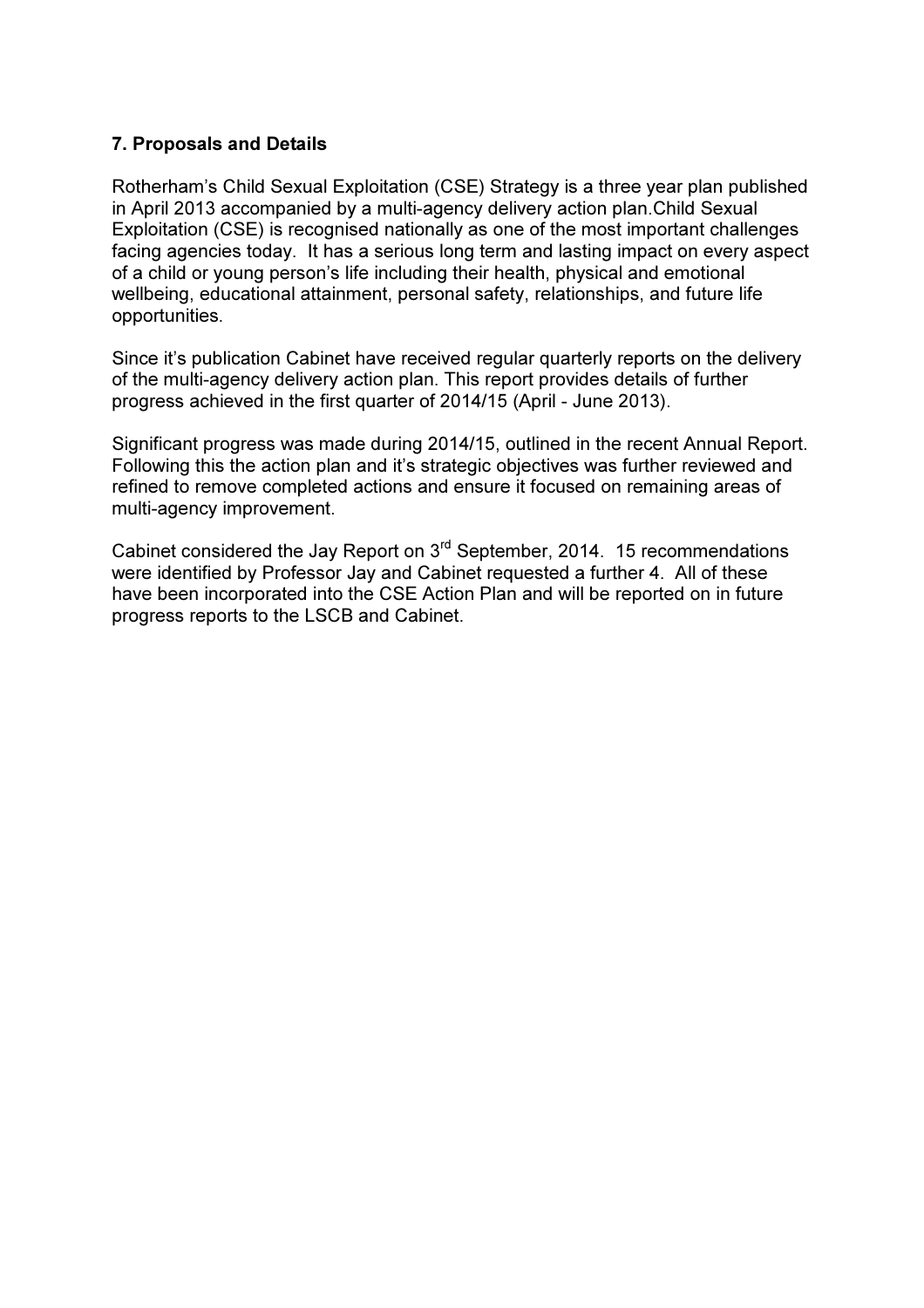### 7. Proposals and Details

Rotherham's Child Sexual Exploitation (CSE) Strategy is a three year plan published in April 2013 accompanied by a multi-agency delivery action plan.Child Sexual Exploitation (CSE) is recognised nationally as one of the most important challenges facing agencies today. It has a serious long term and lasting impact on every aspect of a child or young person's life including their health, physical and emotional wellbeing, educational attainment, personal safety, relationships, and future life opportunities.

Since it's publication Cabinet have received regular quarterly reports on the delivery of the multi-agency delivery action plan. This report provides details of further progress achieved in the first quarter of 2014/15 (April - June 2013).

Significant progress was made during 2014/15, outlined in the recent Annual Report. Following this the action plan and it's strategic objectives was further reviewed and refined to remove completed actions and ensure it focused on remaining areas of multi-agency improvement.

Cabinet considered the Jay Report on 3rd September, 2014. 15 recommendations were identified by Professor Jay and Cabinet requested a further 4. All of these have been incorporated into the CSE Action Plan and will be reported on in future progress reports to the LSCB and Cabinet.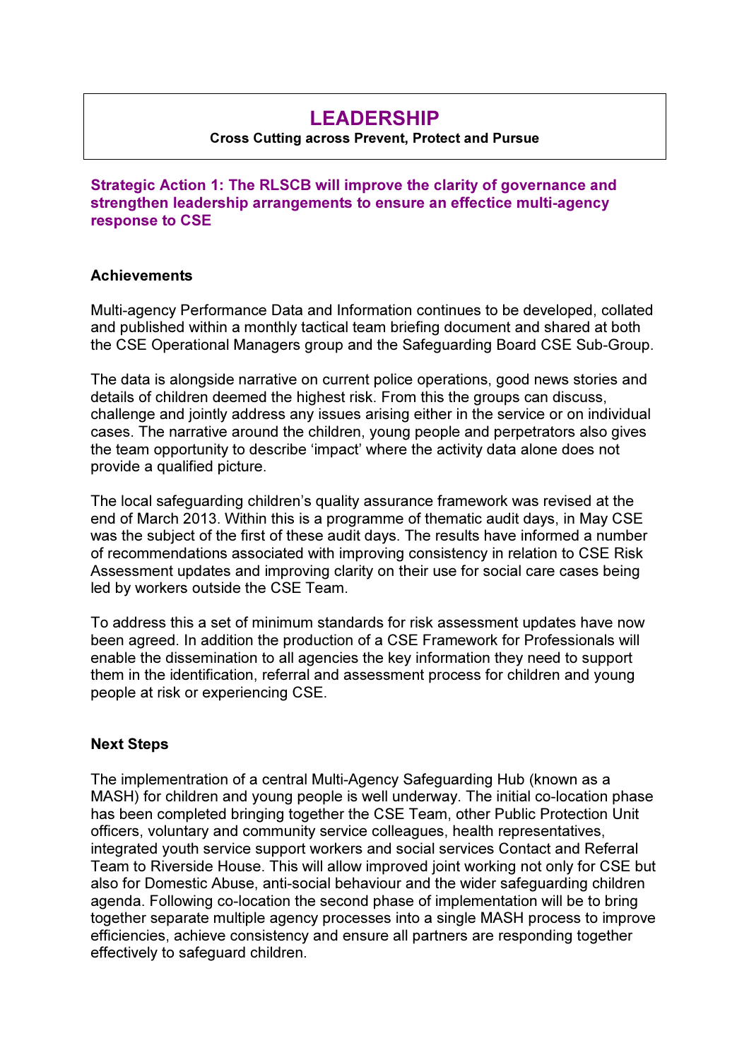# LEADERSHIP

**Cross Cutting across Prevent, Protect and Pursue**

## Strategic Action 1: The RLSCB will improve the clarity of governance and strengthen leadership arrangements to ensure an effective multi-agency response to CSE

### Achievements

Multi-agency Performance Data and Information continues to be developed, collated and published within a monthly tactical team briefing document and shared at both the CSE Operational Managers group and the Safeguarding Board CSE Sub-Group.

The data is alongside narrative on current police operations, good news stories and details of children deemed the highest risk. From this the groups can discuss, challenge and jointly address any issues arising either in the service or on individual cases. The narrative around the children, young people and perpetrators also gives the team opportunity to describe 'impact' where the activity data alone does not provide a qualified picture.

The local safeguarding children's quality assurance framework was revised at the end of March 2013. Within this is a programme of thematic audit days, in May CSE was the subject of the first of these audit days. The results have informed a number of recommendations associated with improving consistency in relation to CSE Risk Assessment updates and improving clarity on their use for social care cases being led by workers outside the CSE Team.

To address this a set of minimum standards for risk assessment updates have now been agreed. In addition the production of a CSE Framework for Professionals will enable the dissemination to all agencies the key information they need to support them in the identification, referral and assessment process for children and young people at risk or experiencing CSE.

### Next Steps

The implementration of a central Multi-Agency Safeguarding Hub (known as a MASH) for children and young people is well underway. The initial co-location phase has been completed bringing together the CSE Team, other Public Protection Unit officers, voluntary and community service colleagues, health representatives, integrated youth service support workers and social services Contact and Referral Team to Riverside House. This will allow improved joint working not only for CSE but also for Domestic Abuse, anti-social behaviour and the wider safeguarding children agenda. Following co-location the second phase of implementation will be to bring together separate multiple agency processes into a single MASH process to improve efficiencies, achieve consistency and ensure all partners are responding together effectively to safeguard children.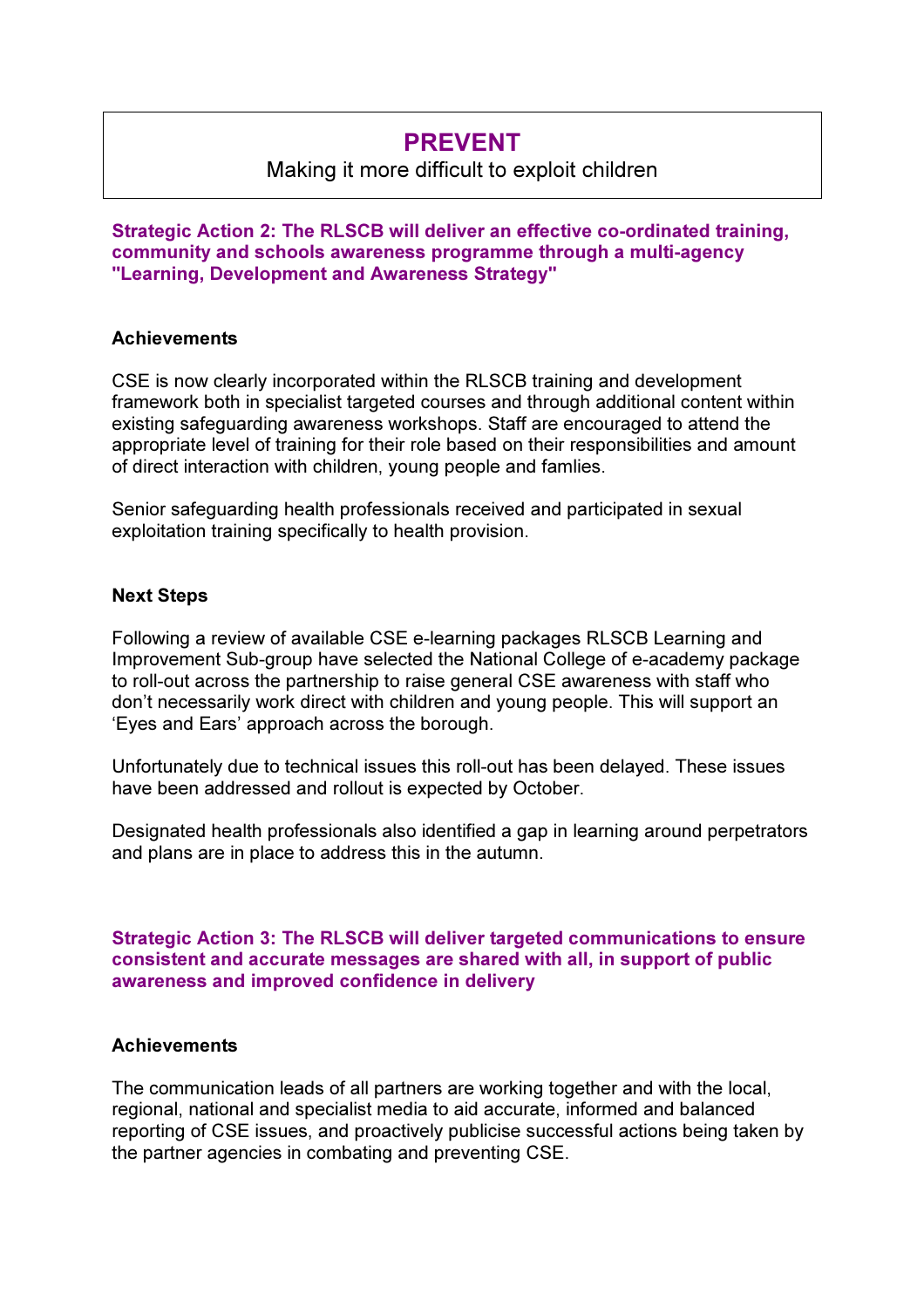# PREVENT

Making it more difficult to exploit children

### Strategic Action 2: The RLSCB will deliver an effective co-ordinated training, community and schools awareness programme through a multi-agency "Learning, Development and Awareness Strategy"

**Achievements**

CSE is now clearly incorporated within the RLSCB training and development framework both in specialist targeted courses and through additional content within existing safeguarding awareness workshops. Staff are encouraged to attend the appropriate level of training for their role based on their responsibilities and amount of direct interaction with children, young people and famlies.

Senior safeguarding health professionals received and participated in sexual exploitation training specifically to health provision.

**Next Steps**

Following a review of available CSE e-learning packages RLSCB Learning and Improvement Sub-group have selected the National College of e-academy package to roll-out across the partnership to raise general CSE awareness with staff who don't necessarily work direct with children and young people. This will support an 'Eyes and Ears' approach across the borough.

Unfortunately due to technical issues this roll-out has been delayed. These issues have been addressed and rollout is expected by October.

Designated health professionals also identified a gap in learning around perpetrators and plans are in place to address this in the autumn.

### Strategic Action 3: The RLSCB will deliver targeted communications to ensure consistent and accurate messages are shared with all, in support of public awareness and improved confidence in delivery

**Achievements**

The communication leads of all partners are working together and with the local, regional, national and specialist media to aid accurate, informed and balanced reporting of CSE issues, and proactively publicise successful actions being taken by the partner agencies in combating and preventing CSE.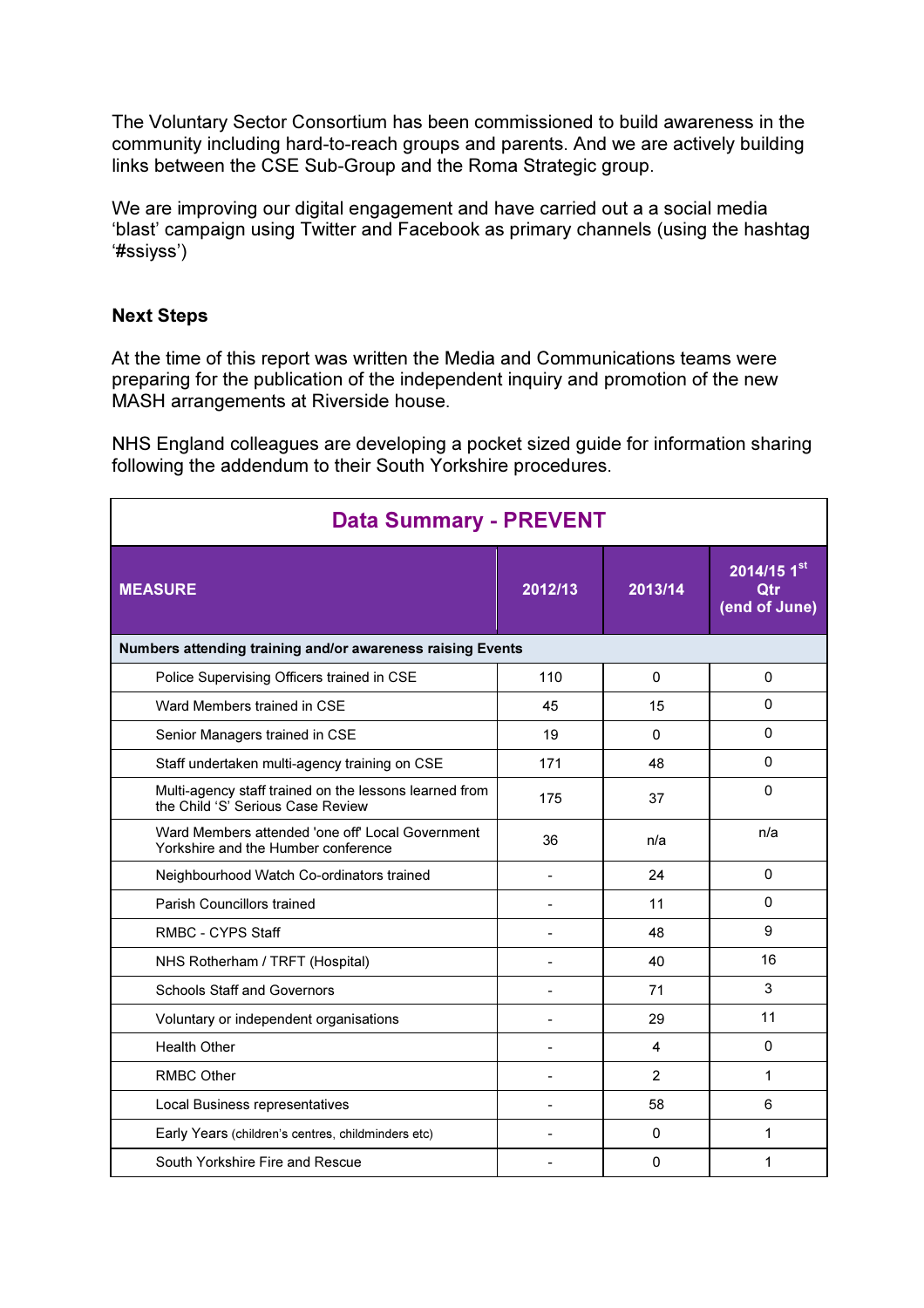The Voluntary Sector Consortium has been commissioned to build awareness in the community including hard-to-reach groups and parents. And we are actively building links between the CSE Sub-Group and the Roma Strategic group.

We are improving our digital engagement and have carried out a a social media 'blast' campaign using Twitter and Facebook as primary channels (using the hashtag '#ssiyss')

### Next Steps

At the time of this report was written the Media and Communications teams were preparing for the publication of the independent inquiry and promotion of the new MASH arrangements at Riverside house.

NHS England colleagues are developing a pocket sized guide for information sharing following the addendum to their South Yorkshire procedures.

| Data Summary - PREVENT | | | |
|---|---|---|---|
| **MEASURE** | **2012/13** | **2013/14** | **2014/15 1st Qtr (end of June)** |
| **Numbers attending training and/or awareness raising Events** | | | |
| Police Supervising Officers trained in CSE | 110 | 0 | 0 |
| Ward Members trained in CSE | 45 | 15 | 0 |
| Senior Managers trained in CSE | 19 | 0 | 0 |
| Staff undertaken multi-agency training on CSE | 171 | 48 | 0 |
| Multi-agency staff trained on the lessons learned from the Child 'S' Serious Case Review | 175 | 37 | 0 |
| Ward Members attended 'one off' Local Government Yorkshire and the Humber conference | 36 | n/a | n/a |
| Neighbourhood Watch Co-ordinators trained | - | 24 | 0 |
| Parish Councillors trained | - | 11 | 0 |
| RMBC - CYPS Staff | - | 48 | 9 |
| NHS Rotherham / TRFT (Hospital) | - | 40 | 16 |
| Schools Staff and Governors | - | 71 | 3 |
| Voluntary or independent organisations | - | 29 | 11 |
| Health Other | - | 4 | 0 |
| RMBC Other | - | 2 | 1 |
| Local Business representatives | - | 58 | 6 |
| Early Years (children's centres, childminders etc) | - | 0 | 1 |
| South Yorkshire Fire and Rescue | - | 0 | 1 |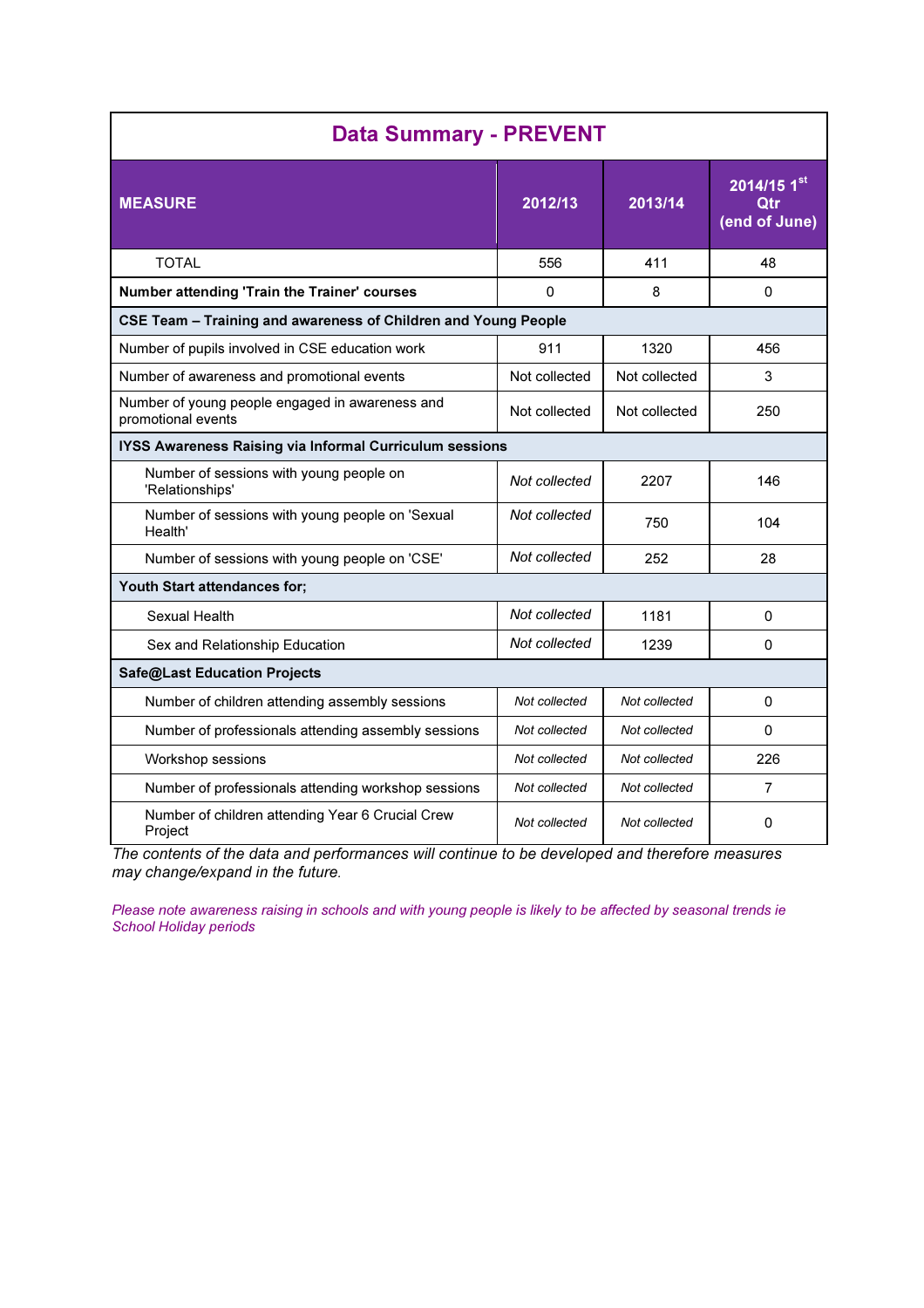## Data Summary - PREVENT

| MEASURE | 2012/13 | 2013/14 | 2014/15 1st Qtr (end of June) |
|---|---|---|---|
| TOTAL | 556 | 411 | 48 |
| **Number attending 'Train the Trainer' courses** | 0 | 8 | 0 |
| **CSE Team – Training and awareness of Children and Young People** | | | |
| Number of pupils involved in CSE education work | 911 | 1320 | 456 |
| Number of awareness and promotional events | Not collected | Not collected | 3 |
| Number of young people engaged in awareness and promotional events | Not collected | Not collected | 250 |
| **IYSS Awareness Raising via Informal Curriculum sessions** | | | |
| Number of sessions with young people on 'Relationships' | *Not collected* | 2207 | 146 |
| Number of sessions with young people on 'Sexual Health' | *Not collected* | 750 | 104 |
| Number of sessions with young people on 'CSE' | *Not collected* | 252 | 28 |
| **Youth Start attendances for;** | | | |
| Sexual Health | *Not collected* | 1181 | 0 |
| Sex and Relationship Education | *Not collected* | 1239 | 0 |
| **Safe@Last Education Projects** | | | |
| Number of children attending assembly sessions | *Not collected* | *Not collected* | 0 |
| Number of professionals attending assembly sessions | *Not collected* | *Not collected* | 0 |
| Workshop sessions | *Not collected* | *Not collected* | 226 |
| Number of professionals attending workshop sessions | *Not collected* | *Not collected* | 7 |
| Number of children attending Year 6 Crucial Crew Project | *Not collected* | *Not collected* | 0 |

*The contents of the data and performances will continue to be developed and therefore measures may change/expand in the future.*

*Please note awareness raising in schools and with young people is likely to be affected by seasonal trends ie School Holiday periods*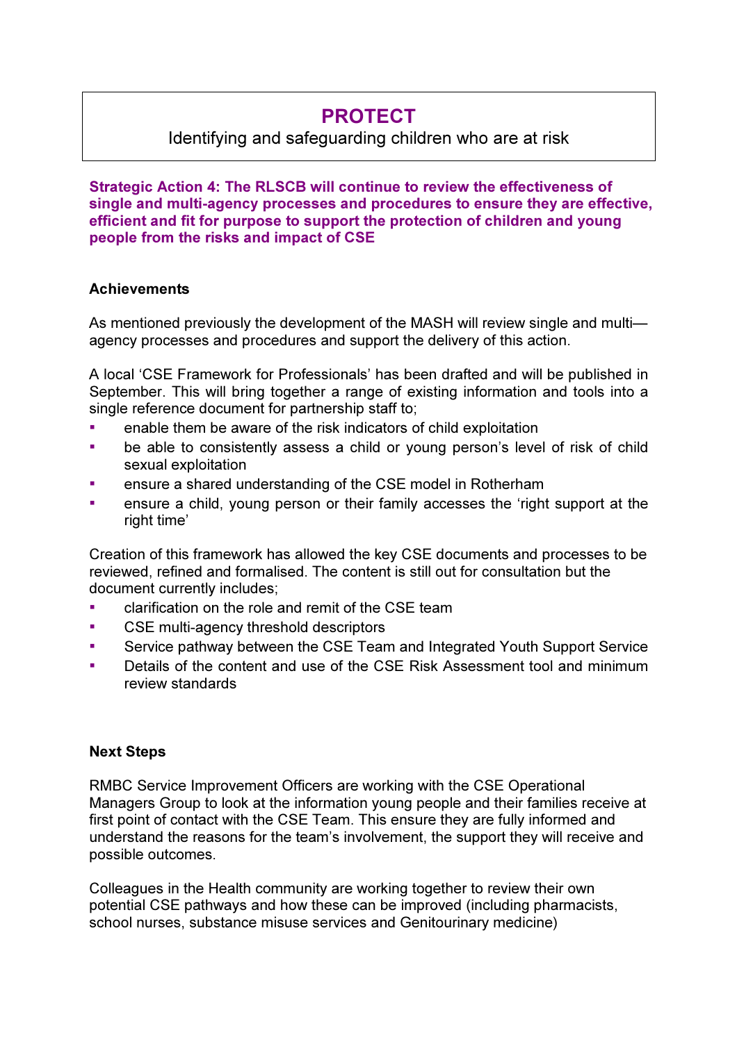# PROTECT

Identifying and safeguarding children who are at risk

**Strategic Action 4: The RLSCB will continue to review the effectiveness of single and multi-agency processes and procedures to ensure they are effective, efficient and fit for purpose to support the protection of children and young people from the risks and impact of CSE**

**Achievements**

As mentioned previously the development of the MASH will review single and multi—agency processes and procedures and support the delivery of this action.

A local 'CSE Framework for Professionals' has been drafted and will be published in September. This will bring together a range of existing information and tools into a single reference document for partnership staff to;

- enable them be aware of the risk indicators of child exploitation
- be able to consistently assess a child or young person's level of risk of child sexual exploitation
- ensure a shared understanding of the CSE model in Rotherham
- ensure a child, young person or their family accesses the 'right support at the right time'

Creation of this framework has allowed the key CSE documents and processes to be reviewed, refined and formalised. The content is still out for consultation but the document currently includes;

- clarification on the role and remit of the CSE team
- CSE multi-agency threshold descriptors
- Service pathway between the CSE Team and Integrated Youth Support Service
- Details of the content and use of the CSE Risk Assessment tool and minimum review standards

**Next Steps**

RMBC Service Improvement Officers are working with the CSE Operational Managers Group to look at the information young people and their families receive at first point of contact with the CSE Team. This ensure they are fully informed and understand the reasons for the team's involvement, the support they will receive and possible outcomes.

Colleagues in the Health community are working together to review their own potential CSE pathways and how these can be improved (including pharmacists, school nurses, substance misuse services and Genitourinary medicine)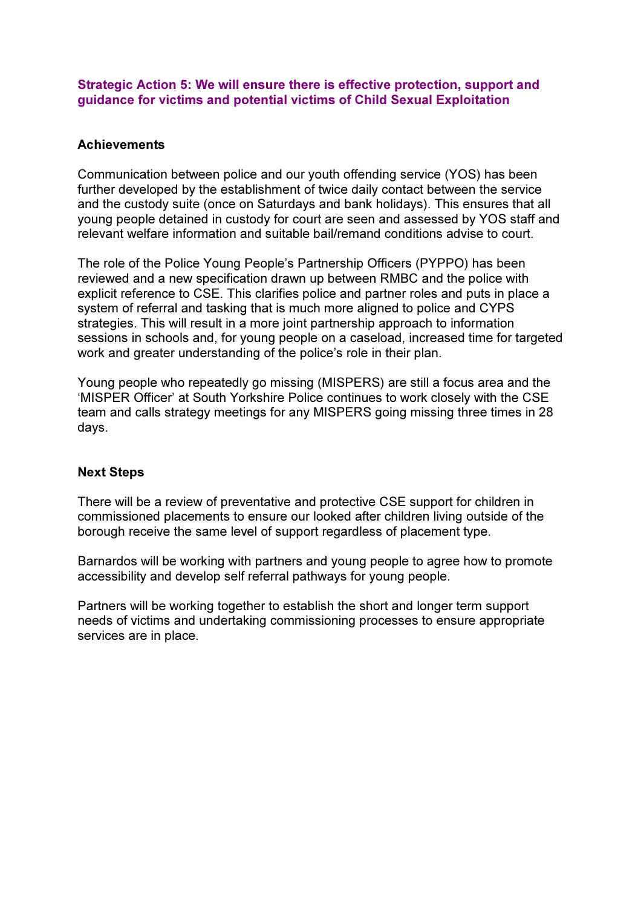## Strategic Action 5: We will ensure there is effective protection, support and guidance for victims and potential victims of Child Sexual Exploitation

### Achievements

Communication between police and our youth offending service (YOS) has been further developed by the establishment of twice daily contact between the service and the custody suite (once on Saturdays and bank holidays). This ensures that all young people detained in custody for court are seen and assessed by YOS staff and relevant welfare information and suitable bail/remand conditions advise to court.

The role of the Police Young People's Partnership Officers (PYPPO) has been reviewed and a new specification drawn up between RMBC and the police with explicit reference to CSE. This clarifies police and partner roles and puts in place a system of referral and tasking that is much more aligned to police and CYPS strategies. This will result in a more joint partnership approach to information sessions in schools and, for young people on a caseload, increased time for targeted work and greater understanding of the police's role in their plan.

Young people who repeatedly go missing (MISPERS) are still a focus area and the 'MISPER Officer' at South Yorkshire Police continues to work closely with the CSE team and calls strategy meetings for any MISPERS going missing three times in 28 days.

### Next Steps

There will be a review of preventative and protective CSE support for children in commissioned placements to ensure our looked after children living outside of the borough receive the same level of support regardless of placement type.

Barnardos will be working with partners and young people to agree how to promote accessibility and develop self referral pathways for young people.

Partners will be working together to establish the short and longer term support needs of victims and undertaking commissioning processes to ensure appropriate services are in place.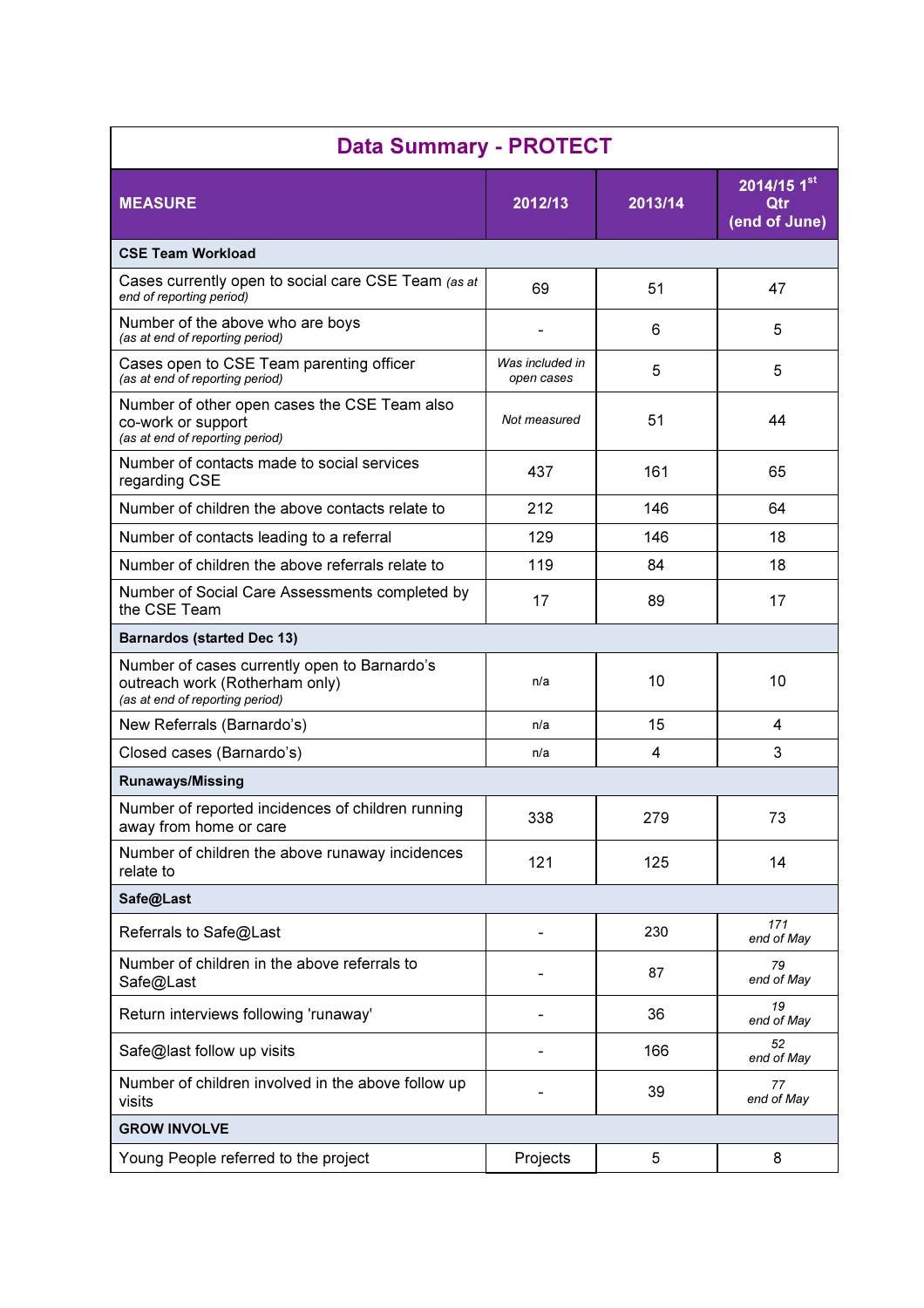# Data Summary - PROTECT

| MEASURE | 2012/13 | 2013/14 | 2014/15 1st Qtr (end of June) |
|---|---|---|---|
| **CSE Team Workload** | | | |
| Cases currently open to social care CSE Team *(as at end of reporting period)* | 69 | 51 | 47 |
| Number of the above who are boys *(as at end of reporting period)* | - | 6 | 5 |
| Cases open to CSE Team parenting officer *(as at end of reporting period)* | *Was included in open cases* | 5 | 5 |
| Number of other open cases the CSE Team also co-work or support *(as at end of reporting period)* | *Not measured* | 51 | 44 |
| Number of contacts made to social services regarding CSE | 437 | 161 | 65 |
| Number of children the above contacts relate to | 212 | 146 | 64 |
| Number of contacts leading to a referral | 129 | 146 | 18 |
| Number of children the above referrals relate to | 119 | 84 | 18 |
| Number of Social Care Assessments completed by the CSE Team | 17 | 89 | 17 |
| **Barnardos (started Dec 13)** | | | |
| Number of cases currently open to Barnardo's outreach work (Rotherham only) *(as at end of reporting period)* | n/a | 10 | 10 |
| New Referrals (Barnardo's) | n/a | 15 | 4 |
| Closed cases (Barnardo's) | n/a | 4 | 3 |
| **Runaways/Missing** | | | |
| Number of reported incidences of children running away from home or care | 338 | 279 | 73 |
| Number of children the above runaway incidences relate to | 121 | 125 | 14 |
| **Safe@Last** | | | |
| Referrals to Safe@Last | - | 230 | *171 end of May* |
| Number of children in the above referrals to Safe@Last | - | 87 | *79 end of May* |
| Return interviews following 'runaway' | - | 36 | *19 end of May* |
| Safe@last follow up visits | - | 166 | *52 end of May* |
| Number of children involved in the above follow up visits | - | 39 | *77 end of May* |
| **GROW INVOLVE** | | | |
| Young People referred to the project | Projects | 5 | 8 |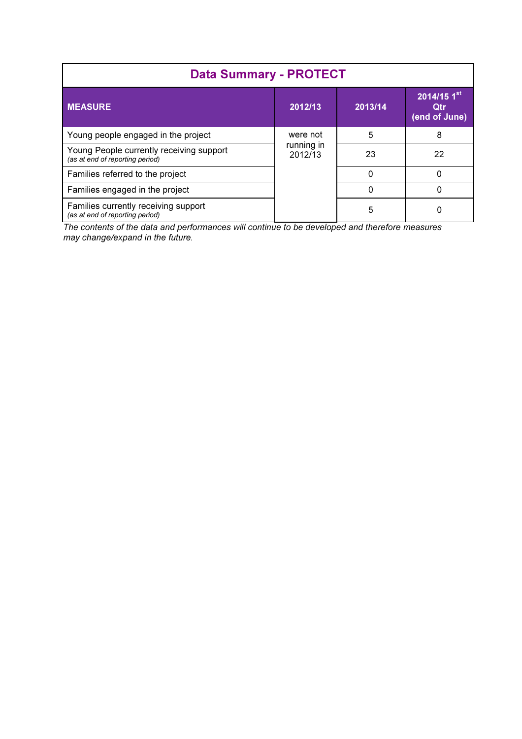| Data Summary - PROTECT | | | |
|---|---|---|---|
| **MEASURE** | **2012/13** | **2013/14** | **2014/15 1st Qtr (end of June)** |
| Young people engaged in the project | were not running in 2012/13 | 5 | 8 |
| Young People currently receiving support *(as at end of reporting period)* | | 23 | 22 |
| Families referred to the project | | 0 | 0 |
| Families engaged in the project | | 0 | 0 |
| Families currently receiving support *(as at end of reporting period)* | | 5 | 0 |

*The contents of the data and performances will continue to be developed and therefore measures may change/expand in the future.*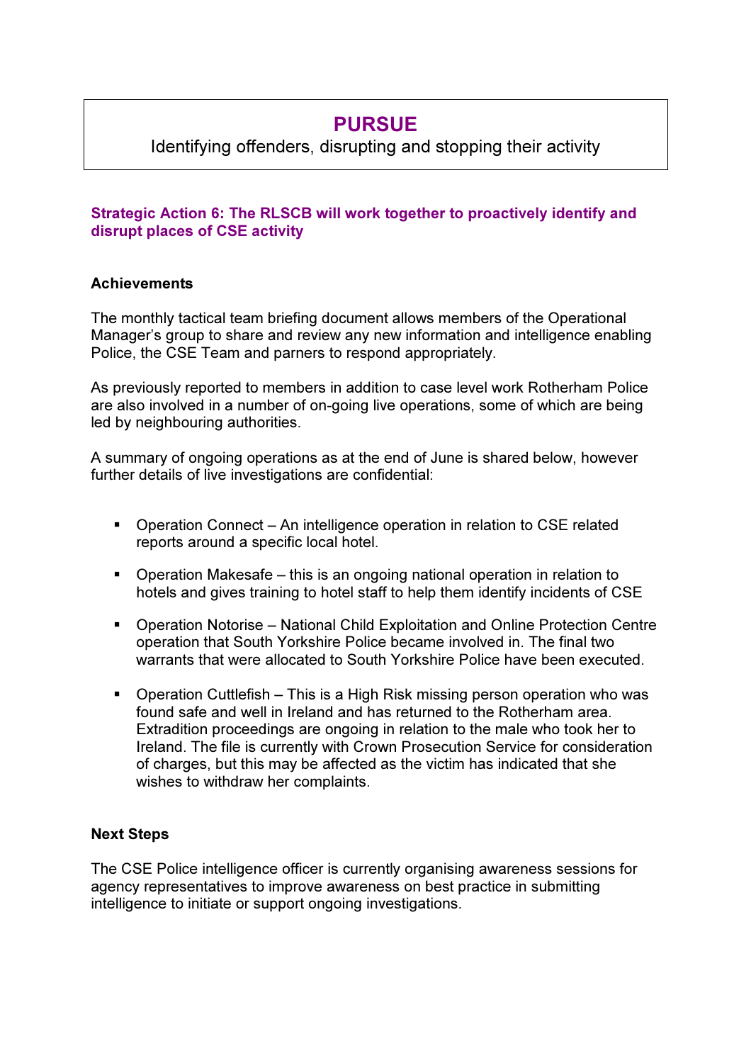# PURSUE

Identifying offenders, disrupting and stopping their activity

### Strategic Action 6: The RLSCB will work together to proactively identify and disrupt places of CSE activity

#### Achievements

The monthly tactical team briefing document allows members of the Operational Manager's group to share and review any new information and intelligence enabling Police, the CSE Team and parners to respond appropriately.

As previously reported to members in addition to case level work Rotherham Police are also involved in a number of on-going live operations, some of which are being led by neighbouring authorities.

A summary of ongoing operations as at the end of June is shared below, however further details of live investigations are confidential:

- Operation Connect – An intelligence operation in relation to CSE related reports around a specific local hotel.
- Operation Makesafe – this is an ongoing national operation in relation to hotels and gives training to hotel staff to help them identify incidents of CSE
- Operation Notorise – National Child Exploitation and Online Protection Centre operation that South Yorkshire Police became involved in. The final two warrants that were allocated to South Yorkshire Police have been executed.
- Operation Cuttlefish – This is a High Risk missing person operation who was found safe and well in Ireland and has returned to the Rotherham area. Extradition proceedings are ongoing in relation to the male who took her to Ireland. The file is currently with Crown Prosecution Service for consideration of charges, but this may be affected as the victim has indicated that she wishes to withdraw her complaints.

#### Next Steps

The CSE Police intelligence officer is currently organising awareness sessions for agency representatives to improve awareness on best practice in submitting intelligence to initiate or support ongoing investigations.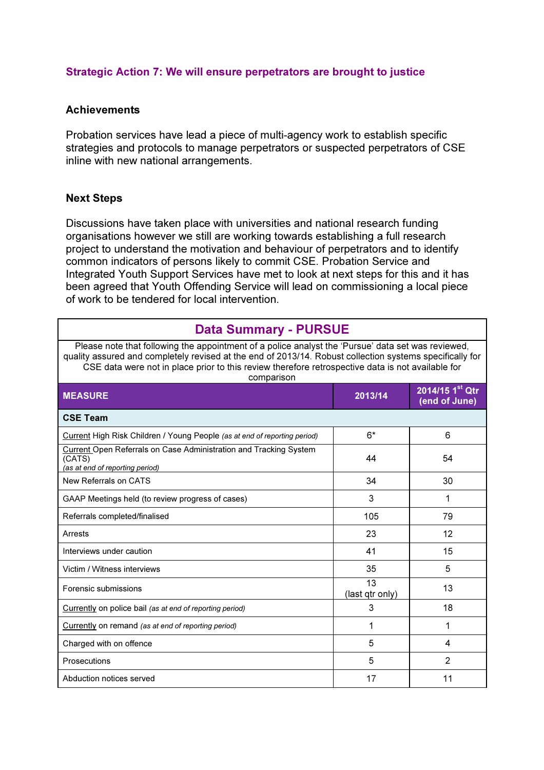### Strategic Action 7: We will ensure perpetrators are brought to justice

**Achievements**

Probation services have lead a piece of multi-agency work to establish specific strategies and protocols to manage perpetrators or suspected perpetrators of CSE inline with new national arrangements.

**Next Steps**

Discussions have taken place with universities and national research funding organisations however we still are working towards establishing a full research project to understand the motivation and behaviour of perpetrators and to identify common indicators of persons likely to commit CSE. Probation Service and Integrated Youth Support Services have met to look at next steps for this and it has been agreed that Youth Offending Service will lead on commissioning a local piece of work to be tendered for local intervention.

**Data Summary - PURSUE**

Please note that following the appointment of a police analyst the 'Pursue' data set was reviewed, quality assured and completely revised at the end of 2013/14. Robust collection systems specifically for CSE data were not in place prior to this review therefore retrospective data is not available for comparison

| MEASURE | 2013/14 | 2014/15 1st Qtr (end of June) |
|---|---|---|
| **CSE Team** | | |
| Current High Risk Children / Young People *(as at end of reporting period)* | 6* | 6 |
| Current Open Referrals on Case Administration and Tracking System (CATS) *(as at end of reporting period)* | 44 | 54 |
| New Referrals on CATS | 34 | 30 |
| GAAP Meetings held (to review progress of cases) | 3 | 1 |
| Referrals completed/finalised | 105 | 79 |
| Arrests | 23 | 12 |
| Interviews under caution | 41 | 15 |
| Victim / Witness interviews | 35 | 5 |
| Forensic submissions | 13 (last qtr only) | 13 |
| Currently on police bail *(as at end of reporting period)* | 3 | 18 |
| Currently on remand *(as at end of reporting period)* | 1 | 1 |
| Charged with on offence | 5 | 4 |
| Prosecutions | 5 | 2 |
| Abduction notices served | 17 | 11 |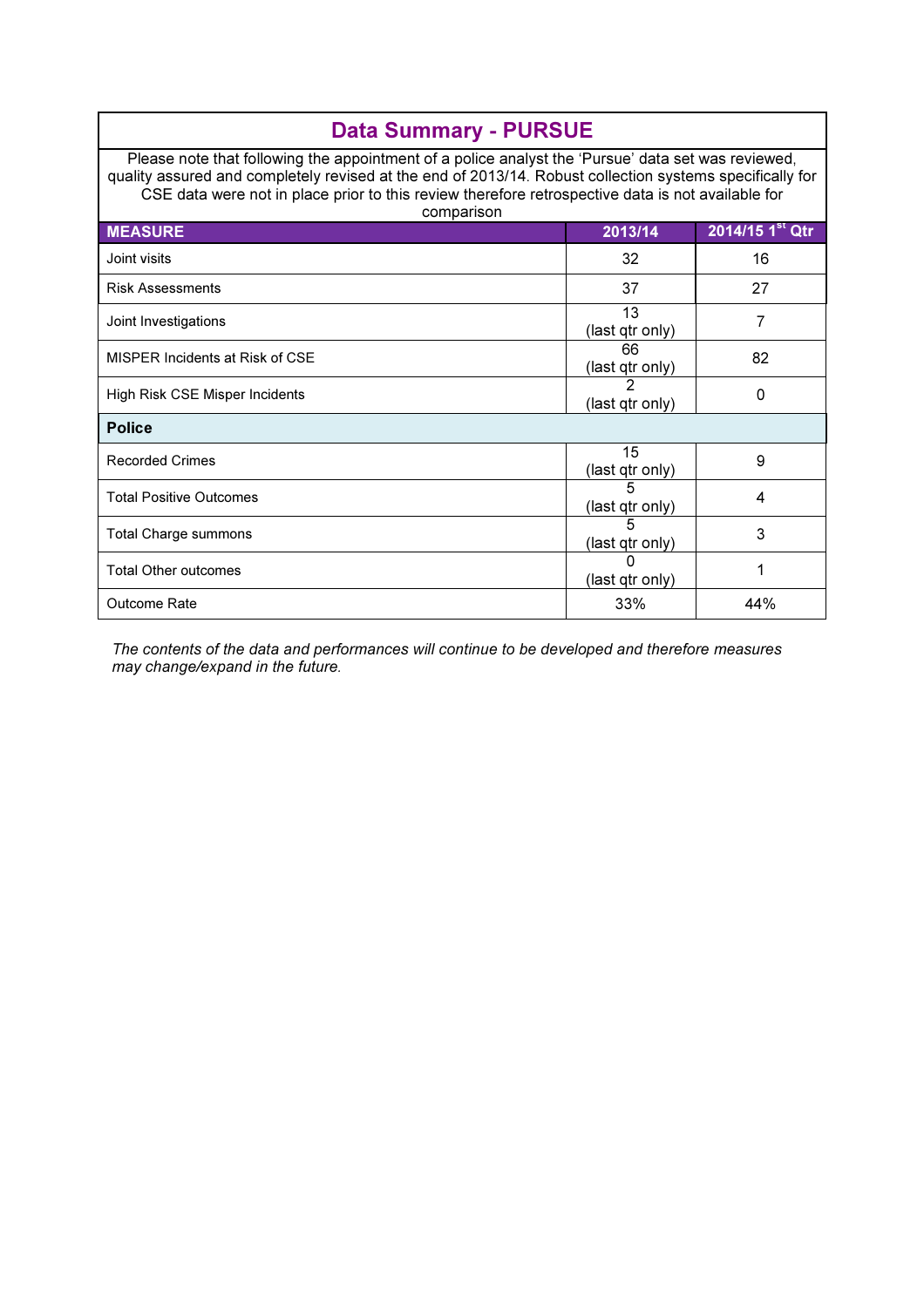## Data Summary - PURSUE

Please note that following the appointment of a police analyst the 'Pursue' data set was reviewed, quality assured and completely revised at the end of 2013/14. Robust collection systems specifically for CSE data were not in place prior to this review therefore retrospective data is not available for comparison

| MEASURE | 2013/14 | 2014/15 1st Qtr |
|---|---|---|
| Joint visits | 32 | 16 |
| Risk Assessments | 37 | 27 |
| Joint Investigations | 13 (last qtr only) | 7 |
| MISPER Incidents at Risk of CSE | 66 (last qtr only) | 82 |
| High Risk CSE Misper Incidents | 2 (last qtr only) | 0 |
| **Police** | | |
| Recorded Crimes | 15 (last qtr only) | 9 |
| Total Positive Outcomes | 5 (last qtr only) | 4 |
| Total Charge summons | 5 (last qtr only) | 3 |
| Total Other outcomes | 0 (last qtr only) | 1 |
| Outcome Rate | 33% | 44% |

*The contents of the data and performances will continue to be developed and therefore measures may change/expand in the future.*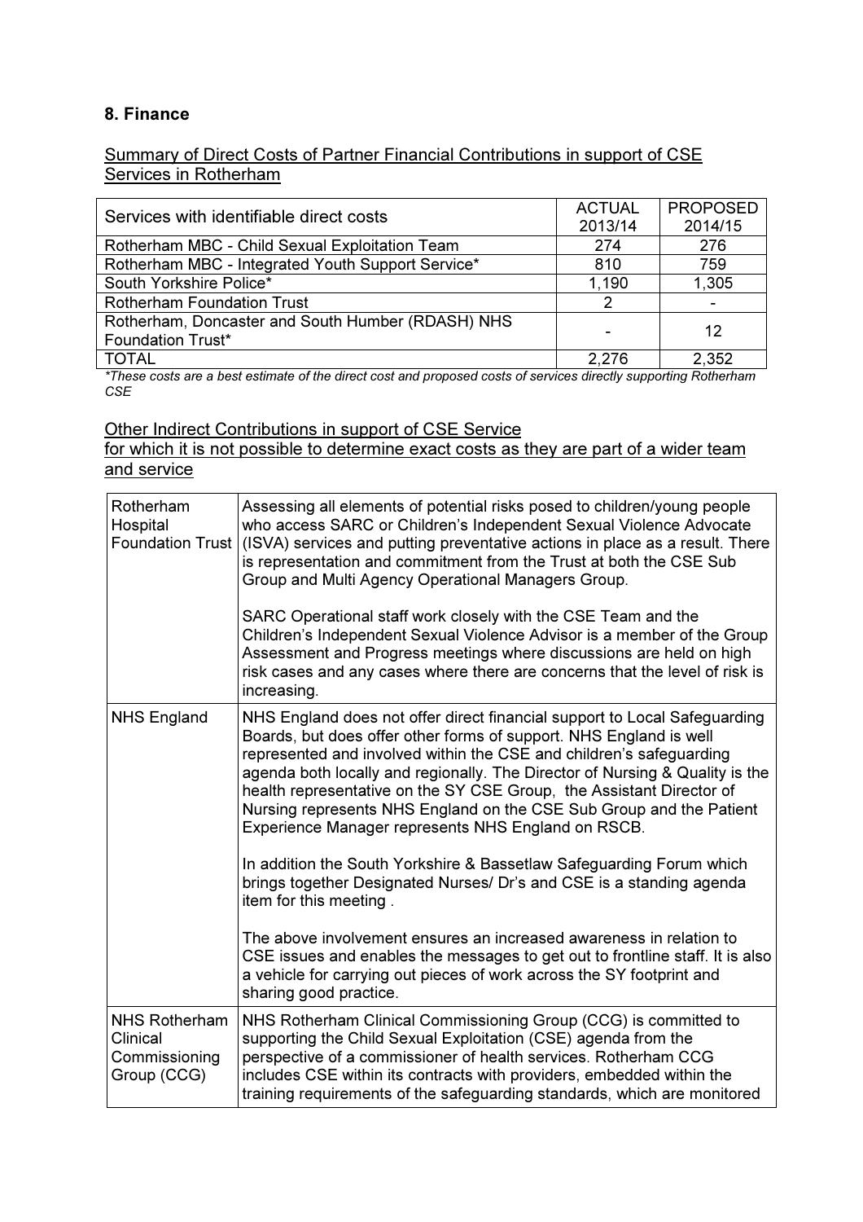## 8. Finance

Summary of Direct Costs of Partner Financial Contributions in support of CSE Services in Rotherham

| Services with identifiable direct costs | ACTUAL 2013/14 | PROPOSED 2014/15 |
|---|---|---|
| Rotherham MBC - Child Sexual Exploitation Team | 274 | 276 |
| Rotherham MBC - Integrated Youth Support Service* | 810 | 759 |
| South Yorkshire Police* | 1,190 | 1,305 |
| Rotherham Foundation Trust | 2 | - |
| Rotherham, Doncaster and South Humber (RDASH) NHS Foundation Trust* | - | 12 |
| TOTAL | 2,276 | 2,352 |

*These costs are a best estimate of the direct cost and proposed costs of services directly supporting Rotherham CSE*

Other Indirect Contributions in support of CSE Service for which it is not possible to determine exact costs as they are part of a wider team and service

| | |
|---|---|
| Rotherham Hospital Foundation Trust | Assessing all elements of potential risks posed to children/young people who access SARC or Children's Independent Sexual Violence Advocate (ISVA) services and putting preventative actions in place as a result. There is representation and commitment from the Trust at both the CSE Sub Group and Multi Agency Operational Managers Group.<br><br>SARC Operational staff work closely with the CSE Team and the Children's Independent Sexual Violence Advisor is a member of the Group Assessment and Progress meetings where discussions are held on high risk cases and any cases where there are concerns that the level of risk is increasing. |
| NHS England | NHS England does not offer direct financial support to Local Safeguarding Boards, but does offer other forms of support. NHS England is well represented and involved within the CSE and children's safeguarding agenda both locally and regionally. The Director of Nursing & Quality is the health representative on the SY CSE Group, the Assistant Director of Nursing represents NHS England on the CSE Sub Group and the Patient Experience Manager represents NHS England on RSCB.<br><br>In addition the South Yorkshire & Bassetlaw Safeguarding Forum which brings together Designated Nurses/ Dr's and CSE is a standing agenda item for this meeting .<br><br>The above involvement ensures an increased awareness in relation to CSE issues and enables the messages to get out to frontline staff. It is also a vehicle for carrying out pieces of work across the SY footprint and sharing good practice. |
| NHS Rotherham Clinical Commissioning Group (CCG) | NHS Rotherham Clinical Commissioning Group (CCG) is committed to supporting the Child Sexual Exploitation (CSE) agenda from the perspective of a commissioner of health services. Rotherham CCG includes CSE within its contracts with providers, embedded within the training requirements of the safeguarding standards, which are monitored |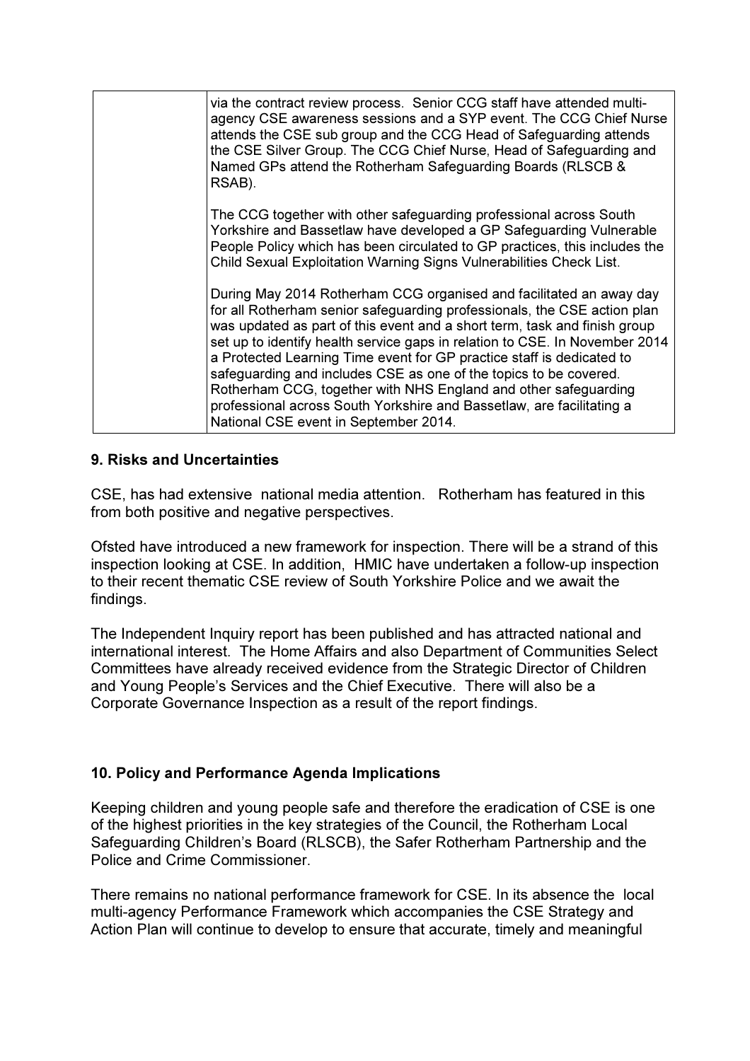| | |
|---|---|
| | via the contract review process. Senior CCG staff have attended multi-agency CSE awareness sessions and a SYP event. The CCG Chief Nurse attends the CSE sub group and the CCG Head of Safeguarding attends the CSE Silver Group. The CCG Chief Nurse, Head of Safeguarding and Named GPs attend the Rotherham Safeguarding Boards (RLSCB & RSAB).<br><br>The CCG together with other safeguarding professional across South Yorkshire and Bassetlaw have developed a GP Safeguarding Vulnerable People Policy which has been circulated to GP practices, this includes the Child Sexual Exploitation Warning Signs Vulnerabilities Check List.<br><br>During May 2014 Rotherham CCG organised and facilitated an away day for all Rotherham senior safeguarding professionals, the CSE action plan was updated as part of this event and a short term, task and finish group set up to identify health service gaps in relation to CSE. In November 2014 a Protected Learning Time event for GP practice staff is dedicated to safeguarding and includes CSE as one of the topics to be covered. Rotherham CCG, together with NHS England and other safeguarding professional across South Yorkshire and Bassetlaw, are facilitating a National CSE event in September 2014. |

## 9. Risks and Uncertainties

CSE, has had extensive national media attention. Rotherham has featured in this from both positive and negative perspectives.

Ofsted have introduced a new framework for inspection. There will be a strand of this inspection looking at CSE. In addition, HMIC have undertaken a follow-up inspection to their recent thematic CSE review of South Yorkshire Police and we await the findings.

The Independent Inquiry report has been published and has attracted national and international interest. The Home Affairs and also Department of Communities Select Committees have already received evidence from the Strategic Director of Children and Young People's Services and the Chief Executive. There will also be a Corporate Governance Inspection as a result of the report findings.

## 10. Policy and Performance Agenda Implications

Keeping children and young people safe and therefore the eradication of CSE is one of the highest priorities in the key strategies of the Council, the Rotherham Local Safeguarding Children's Board (RLSCB), the Safer Rotherham Partnership and the Police and Crime Commissioner.

There remains no national performance framework for CSE. In its absence the local multi-agency Performance Framework which accompanies the CSE Strategy and Action Plan will continue to develop to ensure that accurate, timely and meaningful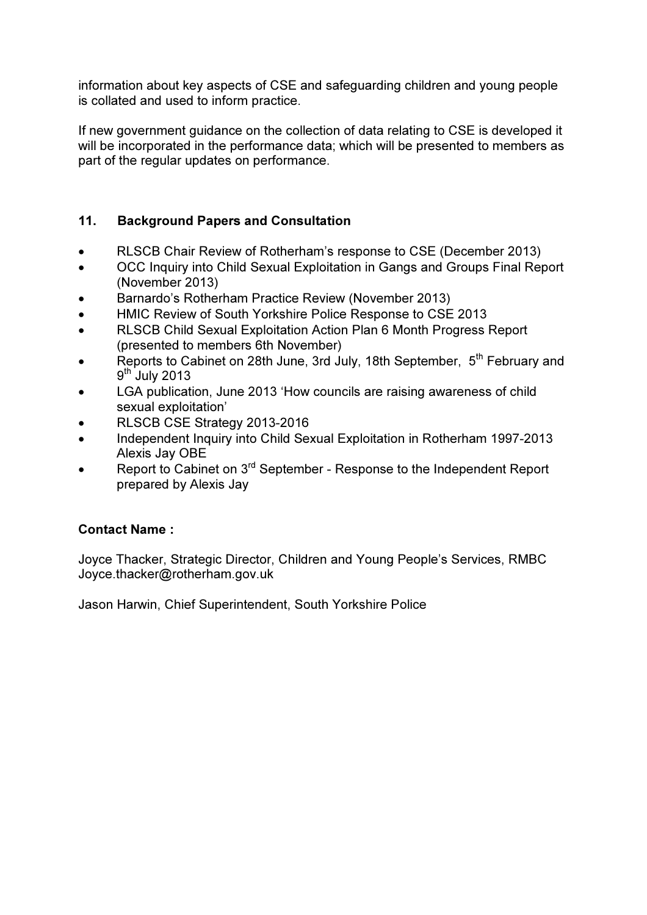information about key aspects of CSE and safeguarding children and young people is collated and used to inform practice.

If new government guidance on the collection of data relating to CSE is developed it will be incorporated in the performance data; which will be presented to members as part of the regular updates on performance.

## 11. Background Papers and Consultation

- RLSCB Chair Review of Rotherham's response to CSE (December 2013)
- OCC Inquiry into Child Sexual Exploitation in Gangs and Groups Final Report (November 2013)
- Barnardo's Rotherham Practice Review (November 2013)
- HMIC Review of South Yorkshire Police Response to CSE 2013
- RLSCB Child Sexual Exploitation Action Plan 6 Month Progress Report (presented to members 6th November)
- Reports to Cabinet on 28th June, 3rd July, 18th September, 5th February and 9th July 2013
- LGA publication, June 2013 'How councils are raising awareness of child sexual exploitation'
- RLSCB CSE Strategy 2013-2016
- Independent Inquiry into Child Sexual Exploitation in Rotherham 1997-2013 Alexis Jay OBE
- Report to Cabinet on 3rd September - Response to the Independent Report prepared by Alexis Jay

**Contact Name :**

Joyce Thacker, Strategic Director, Children and Young People's Services, RMBC
Joyce.thacker@rotherham.gov.uk

Jason Harwin, Chief Superintendent, South Yorkshire Police